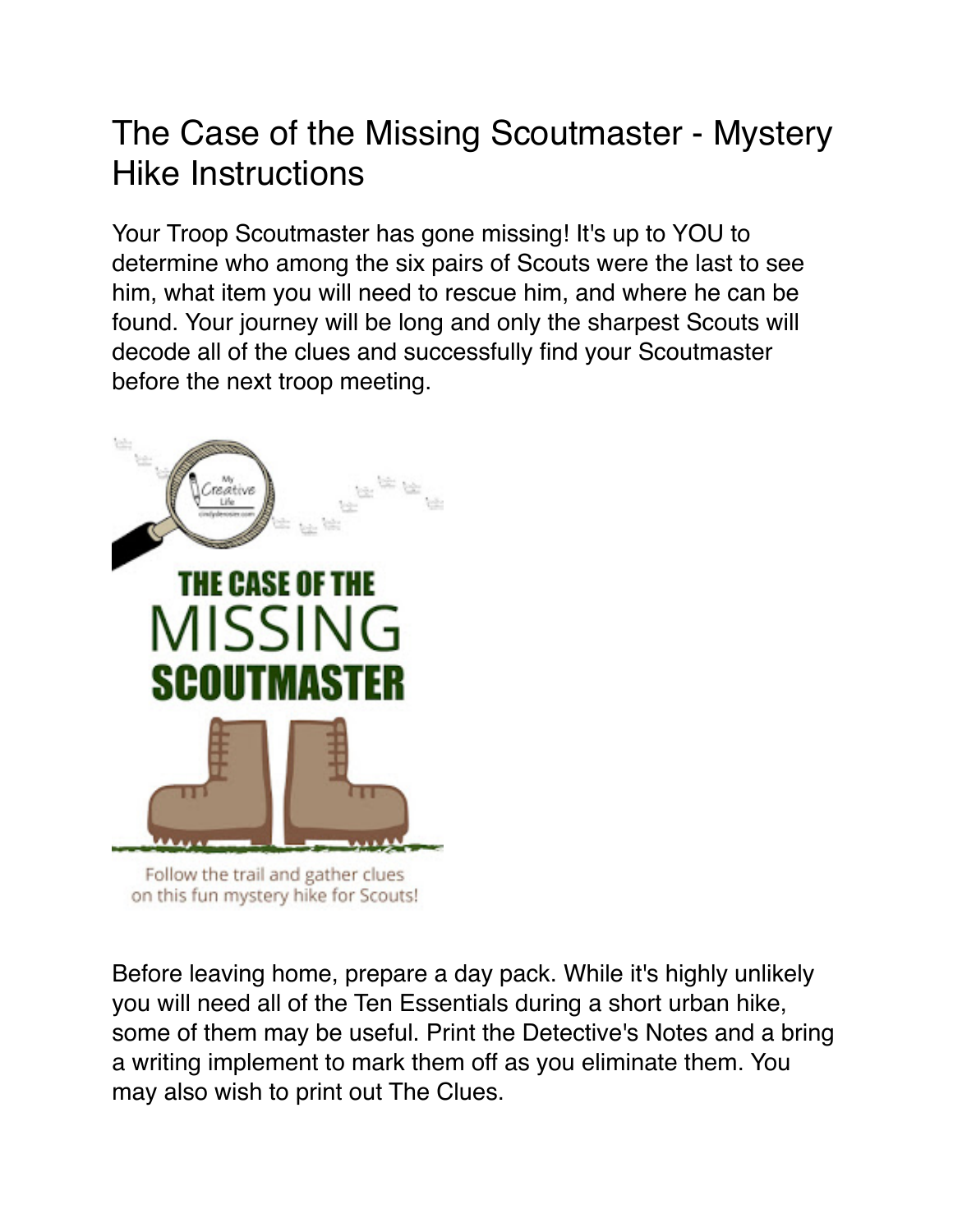# The Case of the Missing Scoutmaster - Mystery Hike Instructions

Your Troop Scoutmaster has gone missing! It's up to YOU to determine who among the six pairs of Scouts were the last to see him, what item you will need to rescue him, and where he can be found. Your journey will be long and only the sharpest Scouts will decode all of the clues and successfully find your Scoutmaster before the next troop meeting.

THE CASE OF THE MISSING SCOUTMASTER

Follow the trail and gather clues on this fun mystery hike for Scouts!

Before leaving home, prepare a day pack. While it's highly unlikely you will need all of the Ten Essentials during a short urban hike, some of them may be useful. Print the Detective's Notes and a bring a writing implement to mark them off as you eliminate them. You may also wish to print out The Clues.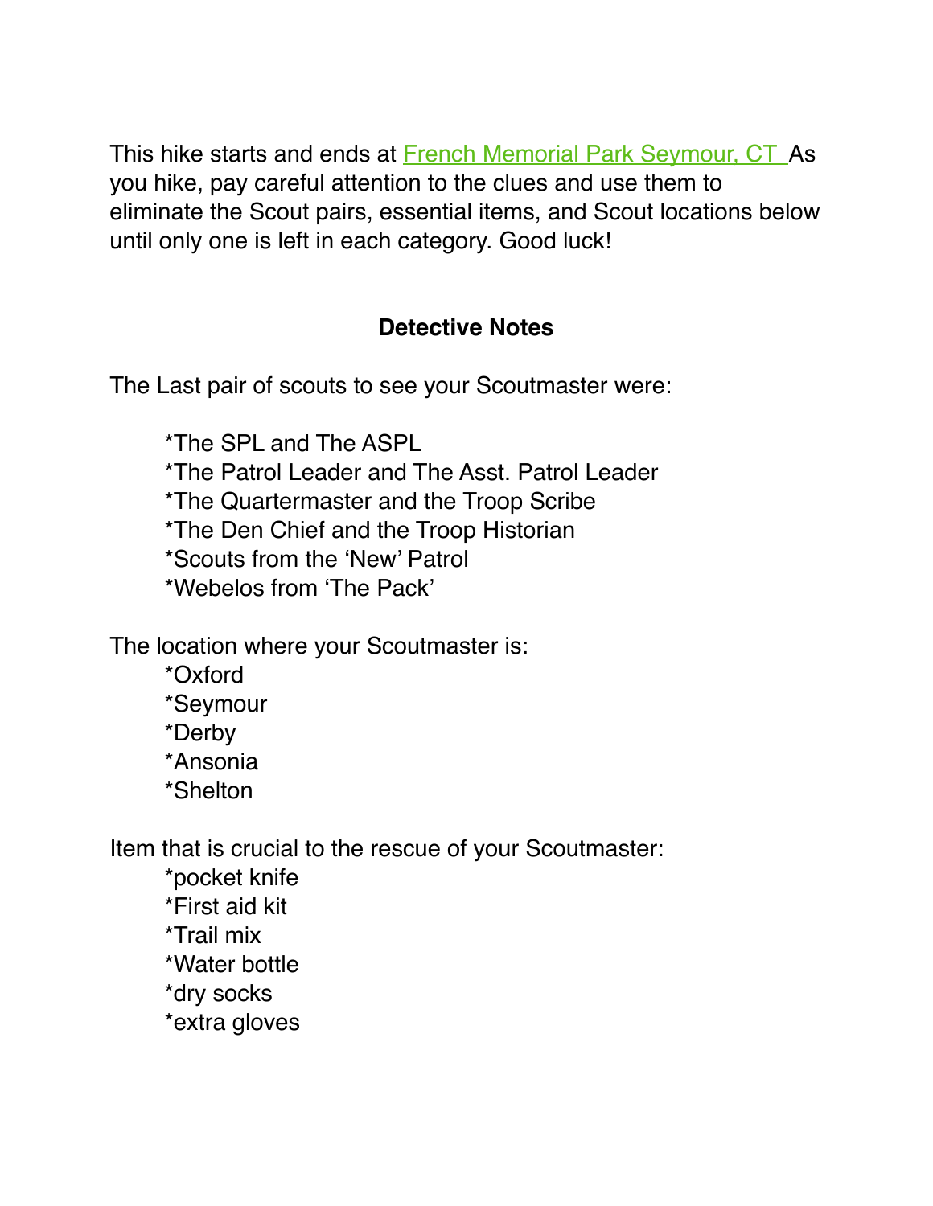This hike starts and ends at [French Memorial Park Seymour, CT ](#) As you hike, pay careful attention to the clues and use them to eliminate the Scout pairs, essential items, and Scout locations below until only one is left in each category. Good luck!

## Detective Notes

The Last pair of scouts to see your Scoutmaster were:

- The SPL and The ASPL
- The Patrol Leader and The Asst. Patrol Leader
- The Quartermaster and the Troop Scribe
- The Den Chief and the Troop Historian
- Scouts from the 'New' Patrol
- Webelos from 'The Pack'

The location where your Scoutmaster is:

- Oxford
- Seymour
- Derby
- Ansonia
- Shelton

Item that is crucial to the rescue of your Scoutmaster:

- pocket knife
- First aid kit
- Trail mix
- Water bottle
- dry socks
- extra gloves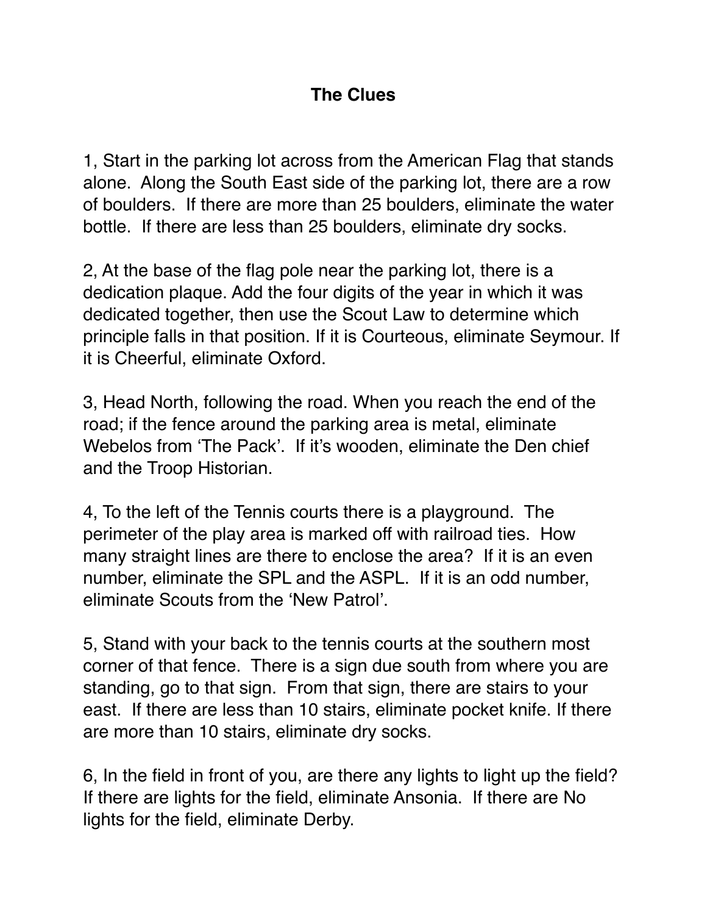# The Clues

1, Start in the parking lot across from the American Flag that stands alone. Along the South East side of the parking lot, there are a row of boulders. If there are more than 25 boulders, eliminate the water bottle. If there are less than 25 boulders, eliminate dry socks.

2, At the base of the flag pole near the parking lot, there is a dedication plaque. Add the four digits of the year in which it was dedicated together, then use the Scout Law to determine which principle falls in that position. If it is Courteous, eliminate Seymour. If it is Cheerful, eliminate Oxford.

3, Head North, following the road. When you reach the end of the road; if the fence around the parking area is metal, eliminate Webelos from 'The Pack'. If it's wooden, eliminate the Den chief and the Troop Historian.

4, To the left of the Tennis courts there is a playground. The perimeter of the play area is marked off with railroad ties. How many straight lines are there to enclose the area? If it is an even number, eliminate the SPL and the ASPL. If it is an odd number, eliminate Scouts from the 'New Patrol'.

5, Stand with your back to the tennis courts at the southern most corner of that fence. There is a sign due south from where you are standing, go to that sign. From that sign, there are stairs to your east. If there are less than 10 stairs, eliminate pocket knife. If there are more than 10 stairs, eliminate dry socks.

6, In the field in front of you, are there any lights to light up the field? If there are lights for the field, eliminate Ansonia. If there are No lights for the field, eliminate Derby.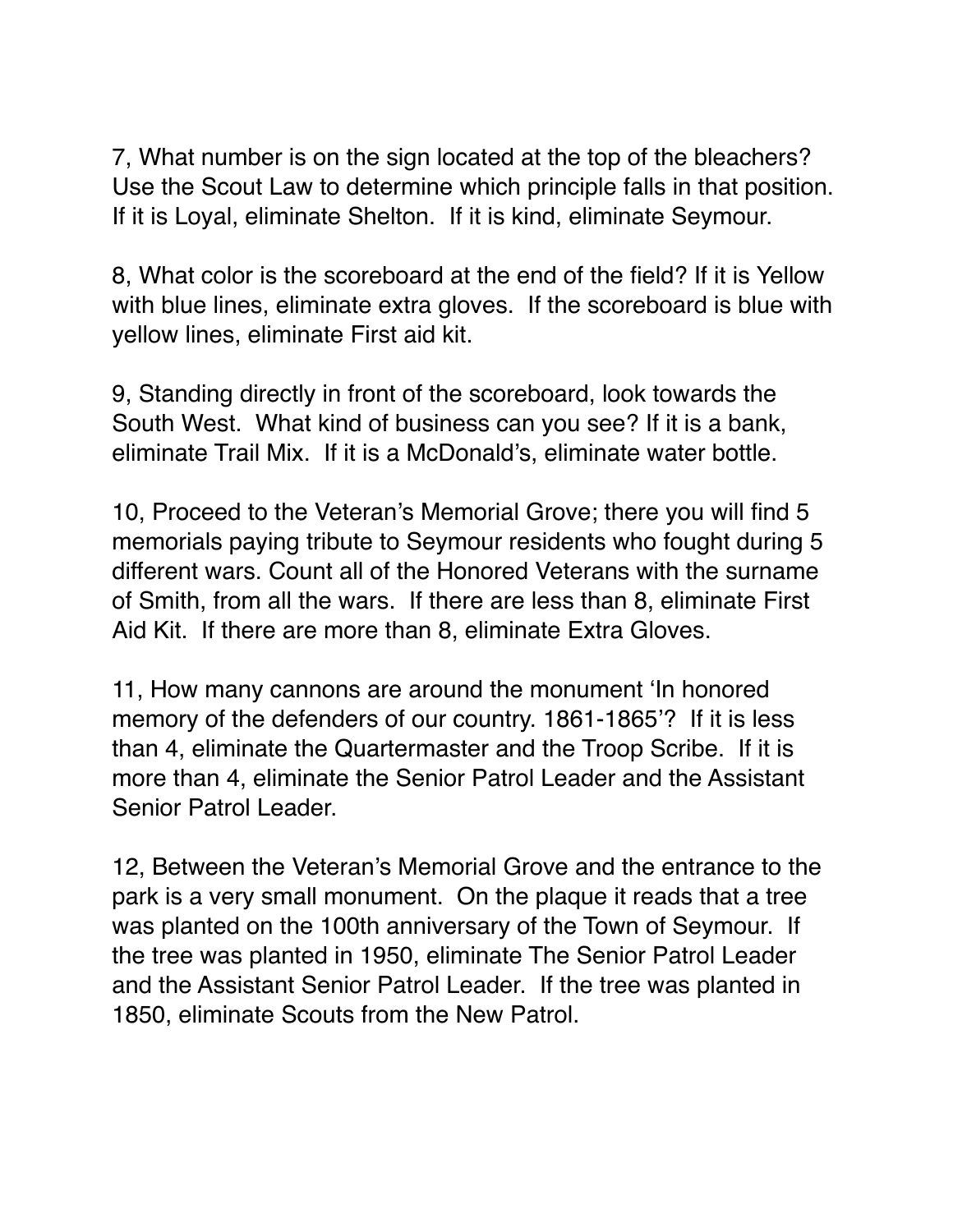7, What number is on the sign located at the top of the bleachers? Use the Scout Law to determine which principle falls in that position. If it is Loyal, eliminate Shelton.  If it is kind, eliminate Seymour.

8, What color is the scoreboard at the end of the field? If it is Yellow with blue lines, eliminate extra gloves.  If the scoreboard is blue with yellow lines, eliminate First aid kit.

9, Standing directly in front of the scoreboard, look towards the South West.  What kind of business can you see? If it is a bank, eliminate Trail Mix.  If it is a McDonald's, eliminate water bottle.

10, Proceed to the Veteran's Memorial Grove; there you will find 5 memorials paying tribute to Seymour residents who fought during 5 different wars. Count all of the Honored Veterans with the surname of Smith, from all the wars.  If there are less than 8, eliminate First Aid Kit.  If there are more than 8, eliminate Extra Gloves.

11, How many cannons are around the monument 'In honored memory of the defenders of our country. 1861-1865'?  If it is less than 4, eliminate the Quartermaster and the Troop Scribe.  If it is more than 4, eliminate the Senior Patrol Leader and the Assistant Senior Patrol Leader.

12, Between the Veteran's Memorial Grove and the entrance to the park is a very small monument.  On the plaque it reads that a tree was planted on the 100th anniversary of the Town of Seymour.  If the tree was planted in 1950, eliminate The Senior Patrol Leader and the Assistant Senior Patrol Leader.  If the tree was planted in 1850, eliminate Scouts from the New Patrol.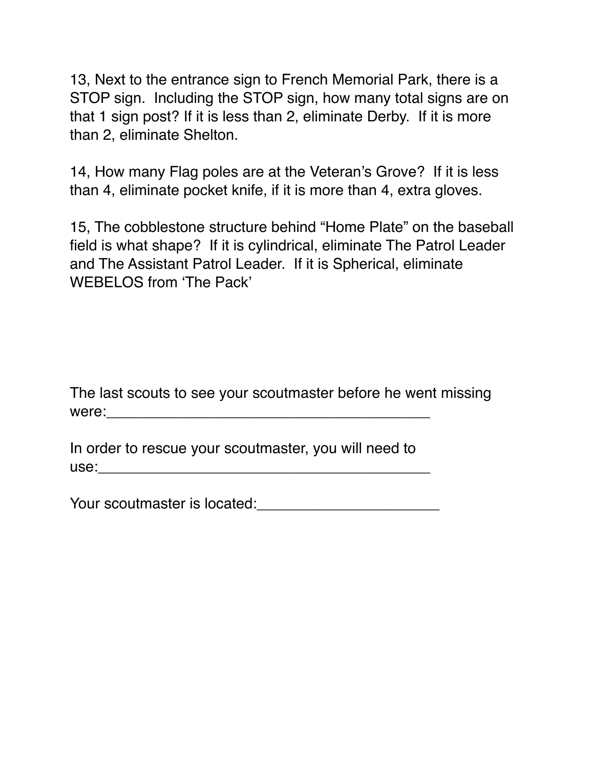13, Next to the entrance sign to French Memorial Park, there is a STOP sign. Including the STOP sign, how many total signs are on that 1 sign post? If it is less than 2, eliminate Derby. If it is more than 2, eliminate Shelton.

14, How many Flag poles are at the Veteran's Grove? If it is less than 4, eliminate pocket knife, if it is more than 4, extra gloves.

15, The cobblestone structure behind "Home Plate" on the baseball field is what shape? If it is cylindrical, eliminate The Patrol Leader and The Assistant Patrol Leader. If it is Spherical, eliminate WEBELOS from 'The Pack'

The last scouts to see your scoutmaster before he went missing were:_________________________________________

In order to rescue your scoutmaster, you will need to use:__________________________________________

Your scoutmaster is located:______________________